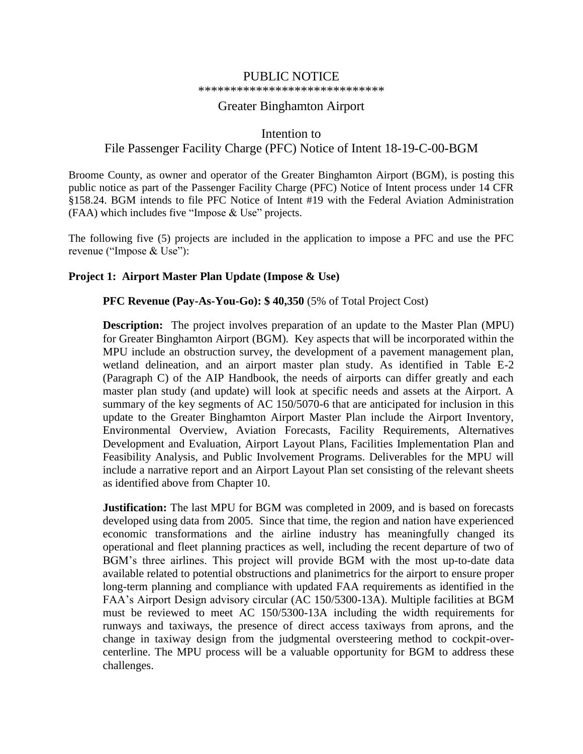# PUBLIC NOTICE

****************************

## Greater Binghamton Airport

## Intention to File Passenger Facility Charge (PFC) Notice of Intent 18-19-C-00-BGM

Broome County, as owner and operator of the Greater Binghamton Airport (BGM), is posting this public notice as part of the Passenger Facility Charge (PFC) Notice of Intent process under 14 CFR §158.24. BGM intends to file PFC Notice of Intent #19 with the Federal Aviation Administration (FAA) which includes five "Impose & Use" projects.

The following five (5) projects are included in the application to impose a PFC and use the PFC revenue ("Impose & Use"):

### Project 1: Airport Master Plan Update (Impose & Use)

**PFC Revenue (Pay-As-You-Go): $ 40,350** (5% of Total Project Cost)

**Description:** The project involves preparation of an update to the Master Plan (MPU) for Greater Binghamton Airport (BGM). Key aspects that will be incorporated within the MPU include an obstruction survey, the development of a pavement management plan, wetland delineation, and an airport master plan study. As identified in Table E-2 (Paragraph C) of the AIP Handbook, the needs of airports can differ greatly and each master plan study (and update) will look at specific needs and assets at the Airport. A summary of the key segments of AC 150/5070-6 that are anticipated for inclusion in this update to the Greater Binghamton Airport Master Plan include the Airport Inventory, Environmental Overview, Aviation Forecasts, Facility Requirements, Alternatives Development and Evaluation, Airport Layout Plans, Facilities Implementation Plan and Feasibility Analysis, and Public Involvement Programs. Deliverables for the MPU will include a narrative report and an Airport Layout Plan set consisting of the relevant sheets as identified above from Chapter 10.

**Justification:** The last MPU for BGM was completed in 2009, and is based on forecasts developed using data from 2005. Since that time, the region and nation have experienced economic transformations and the airline industry has meaningfully changed its operational and fleet planning practices as well, including the recent departure of two of BGM's three airlines. This project will provide BGM with the most up-to-date data available related to potential obstructions and planimetrics for the airport to ensure proper long-term planning and compliance with updated FAA requirements as identified in the FAA's Airport Design advisory circular (AC 150/5300-13A). Multiple facilities at BGM must be reviewed to meet AC 150/5300-13A including the width requirements for runways and taxiways, the presence of direct access taxiways from aprons, and the change in taxiway design from the judgmental oversteering method to cockpit-over-centerline. The MPU process will be a valuable opportunity for BGM to address these challenges.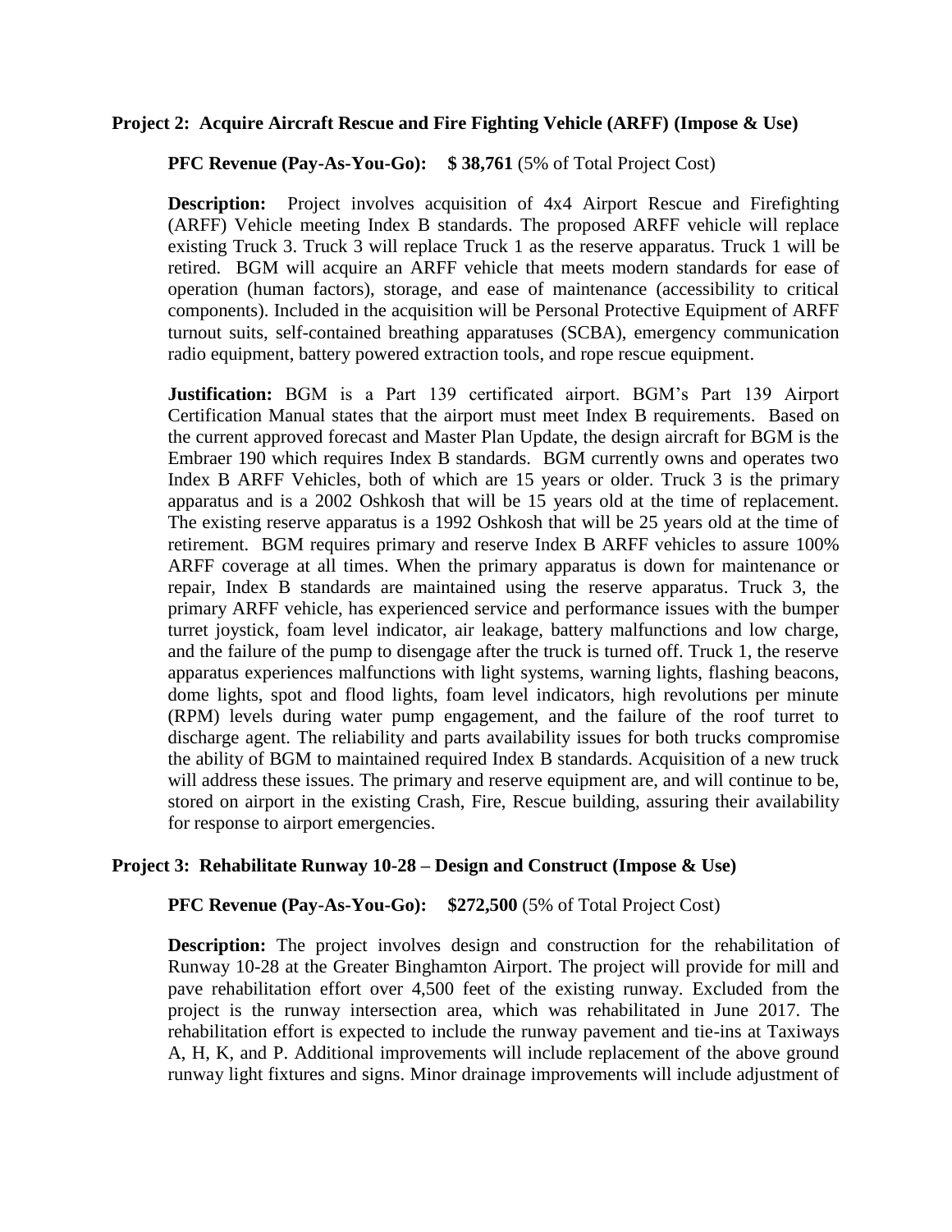### Project 2: Acquire Aircraft Rescue and Fire Fighting Vehicle (ARFF) (Impose & Use)

**PFC Revenue (Pay-As-You-Go): $ 38,761** (5% of Total Project Cost)

**Description:** Project involves acquisition of 4x4 Airport Rescue and Firefighting (ARFF) Vehicle meeting Index B standards. The proposed ARFF vehicle will replace existing Truck 3. Truck 3 will replace Truck 1 as the reserve apparatus. Truck 1 will be retired. BGM will acquire an ARFF vehicle that meets modern standards for ease of operation (human factors), storage, and ease of maintenance (accessibility to critical components). Included in the acquisition will be Personal Protective Equipment of ARFF turnout suits, self-contained breathing apparatuses (SCBA), emergency communication radio equipment, battery powered extraction tools, and rope rescue equipment.

**Justification:** BGM is a Part 139 certificated airport. BGM's Part 139 Airport Certification Manual states that the airport must meet Index B requirements. Based on the current approved forecast and Master Plan Update, the design aircraft for BGM is the Embraer 190 which requires Index B standards. BGM currently owns and operates two Index B ARFF Vehicles, both of which are 15 years or older. Truck 3 is the primary apparatus and is a 2002 Oshkosh that will be 15 years old at the time of replacement. The existing reserve apparatus is a 1992 Oshkosh that will be 25 years old at the time of retirement. BGM requires primary and reserve Index B ARFF vehicles to assure 100% ARFF coverage at all times. When the primary apparatus is down for maintenance or repair, Index B standards are maintained using the reserve apparatus. Truck 3, the primary ARFF vehicle, has experienced service and performance issues with the bumper turret joystick, foam level indicator, air leakage, battery malfunctions and low charge, and the failure of the pump to disengage after the truck is turned off. Truck 1, the reserve apparatus experiences malfunctions with light systems, warning lights, flashing beacons, dome lights, spot and flood lights, foam level indicators, high revolutions per minute (RPM) levels during water pump engagement, and the failure of the roof turret to discharge agent. The reliability and parts availability issues for both trucks compromise the ability of BGM to maintained required Index B standards. Acquisition of a new truck will address these issues. The primary and reserve equipment are, and will continue to be, stored on airport in the existing Crash, Fire, Rescue building, assuring their availability for response to airport emergencies.

### Project 3: Rehabilitate Runway 10-28 – Design and Construct (Impose & Use)

**PFC Revenue (Pay-As-You-Go): $272,500** (5% of Total Project Cost)

**Description:** The project involves design and construction for the rehabilitation of Runway 10-28 at the Greater Binghamton Airport. The project will provide for mill and pave rehabilitation effort over 4,500 feet of the existing runway. Excluded from the project is the runway intersection area, which was rehabilitated in June 2017. The rehabilitation effort is expected to include the runway pavement and tie-ins at Taxiways A, H, K, and P. Additional improvements will include replacement of the above ground runway light fixtures and signs. Minor drainage improvements will include adjustment of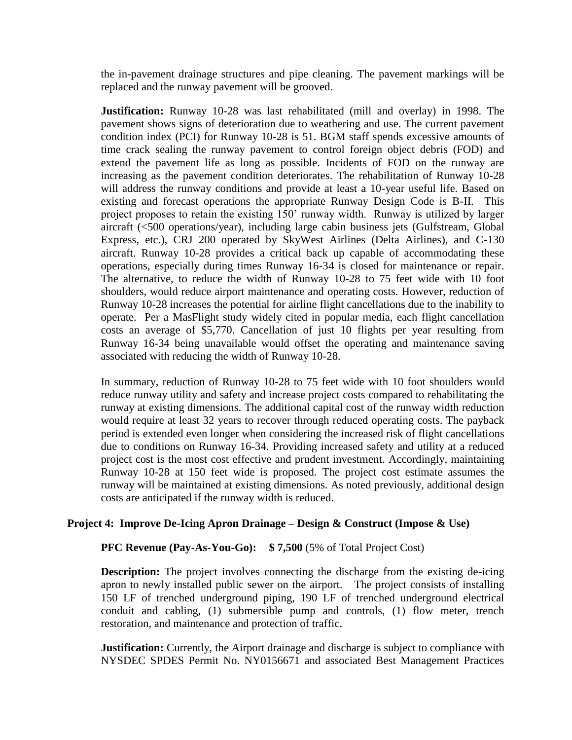the in-pavement drainage structures and pipe cleaning. The pavement markings will be replaced and the runway pavement will be grooved.

**Justification:** Runway 10-28 was last rehabilitated (mill and overlay) in 1998. The pavement shows signs of deterioration due to weathering and use. The current pavement condition index (PCI) for Runway 10-28 is 51. BGM staff spends excessive amounts of time crack sealing the runway pavement to control foreign object debris (FOD) and extend the pavement life as long as possible. Incidents of FOD on the runway are increasing as the pavement condition deteriorates. The rehabilitation of Runway 10-28 will address the runway conditions and provide at least a 10-year useful life. Based on existing and forecast operations the appropriate Runway Design Code is B-II. This project proposes to retain the existing 150' runway width. Runway is utilized by larger aircraft (<500 operations/year), including large cabin business jets (Gulfstream, Global Express, etc.), CRJ 200 operated by SkyWest Airlines (Delta Airlines), and C-130 aircraft. Runway 10-28 provides a critical back up capable of accommodating these operations, especially during times Runway 16-34 is closed for maintenance or repair. The alternative, to reduce the width of Runway 10-28 to 75 feet wide with 10 foot shoulders, would reduce airport maintenance and operating costs. However, reduction of Runway 10-28 increases the potential for airline flight cancellations due to the inability to operate. Per a MasFlight study widely cited in popular media, each flight cancellation costs an average of $5,770. Cancellation of just 10 flights per year resulting from Runway 16-34 being unavailable would offset the operating and maintenance saving associated with reducing the width of Runway 10-28.

In summary, reduction of Runway 10-28 to 75 feet wide with 10 foot shoulders would reduce runway utility and safety and increase project costs compared to rehabilitating the runway at existing dimensions. The additional capital cost of the runway width reduction would require at least 32 years to recover through reduced operating costs. The payback period is extended even longer when considering the increased risk of flight cancellations due to conditions on Runway 16-34. Providing increased safety and utility at a reduced project cost is the most cost effective and prudent investment. Accordingly, maintaining Runway 10-28 at 150 feet wide is proposed. The project cost estimate assumes the runway will be maintained at existing dimensions. As noted previously, additional design costs are anticipated if the runway width is reduced.

### Project 4: Improve De-Icing Apron Drainage – Design & Construct (Impose & Use)

**PFC Revenue (Pay-As-You-Go): $ 7,500** (5% of Total Project Cost)

**Description:** The project involves connecting the discharge from the existing de-icing apron to newly installed public sewer on the airport. The project consists of installing 150 LF of trenched underground piping, 190 LF of trenched underground electrical conduit and cabling, (1) submersible pump and controls, (1) flow meter, trench restoration, and maintenance and protection of traffic.

**Justification:** Currently, the Airport drainage and discharge is subject to compliance with NYSDEC SPDES Permit No. NY0156671 and associated Best Management Practices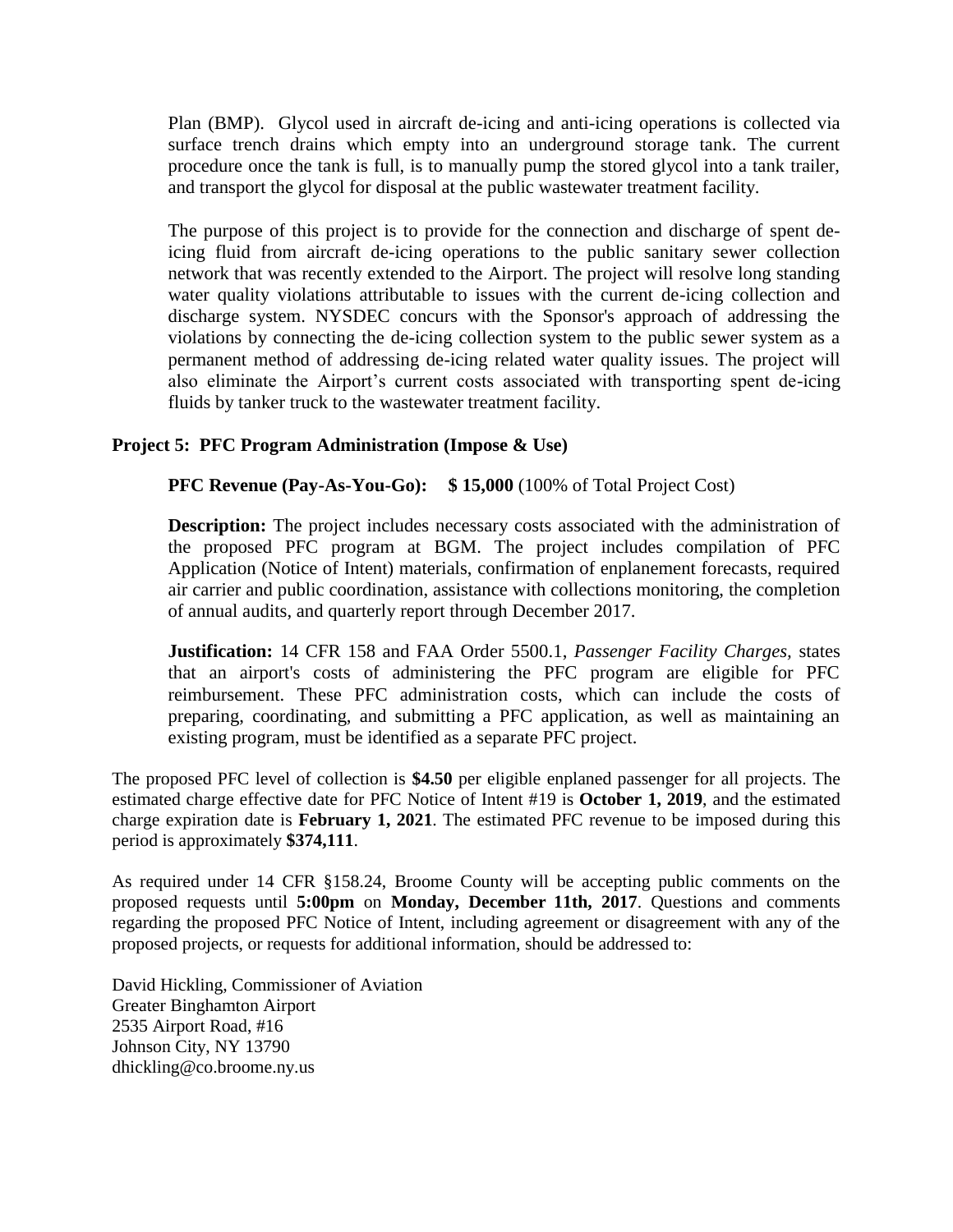Plan (BMP). Glycol used in aircraft de-icing and anti-icing operations is collected via surface trench drains which empty into an underground storage tank. The current procedure once the tank is full, is to manually pump the stored glycol into a tank trailer, and transport the glycol for disposal at the public wastewater treatment facility.

The purpose of this project is to provide for the connection and discharge of spent de-icing fluid from aircraft de-icing operations to the public sanitary sewer collection network that was recently extended to the Airport. The project will resolve long standing water quality violations attributable to issues with the current de-icing collection and discharge system. NYSDEC concurs with the Sponsor's approach of addressing the violations by connecting the de-icing collection system to the public sewer system as a permanent method of addressing de-icing related water quality issues. The project will also eliminate the Airport's current costs associated with transporting spent de-icing fluids by tanker truck to the wastewater treatment facility.

**Project 5: PFC Program Administration (Impose & Use)**

**PFC Revenue (Pay-As-You-Go): $ 15,000** (100% of Total Project Cost)

**Description:** The project includes necessary costs associated with the administration of the proposed PFC program at BGM. The project includes compilation of PFC Application (Notice of Intent) materials, confirmation of enplanement forecasts, required air carrier and public coordination, assistance with collections monitoring, the completion of annual audits, and quarterly report through December 2017.

**Justification:** 14 CFR 158 and FAA Order 5500.1, *Passenger Facility Charges,* states that an airport's costs of administering the PFC program are eligible for PFC reimbursement. These PFC administration costs, which can include the costs of preparing, coordinating, and submitting a PFC application, as well as maintaining an existing program, must be identified as a separate PFC project.

The proposed PFC level of collection is **$4.50** per eligible enplaned passenger for all projects. The estimated charge effective date for PFC Notice of Intent #19 is **October 1, 2019**, and the estimated charge expiration date is **February 1, 2021**. The estimated PFC revenue to be imposed during this period is approximately **$374,111**.

As required under 14 CFR §158.24, Broome County will be accepting public comments on the proposed requests until **5:00pm** on **Monday, December 11th, 2017**. Questions and comments regarding the proposed PFC Notice of Intent, including agreement or disagreement with any of the proposed projects, or requests for additional information, should be addressed to:

David Hickling, Commissioner of Aviation
Greater Binghamton Airport
2535 Airport Road, #16
Johnson City, NY 13790
dhickling@co.broome.ny.us